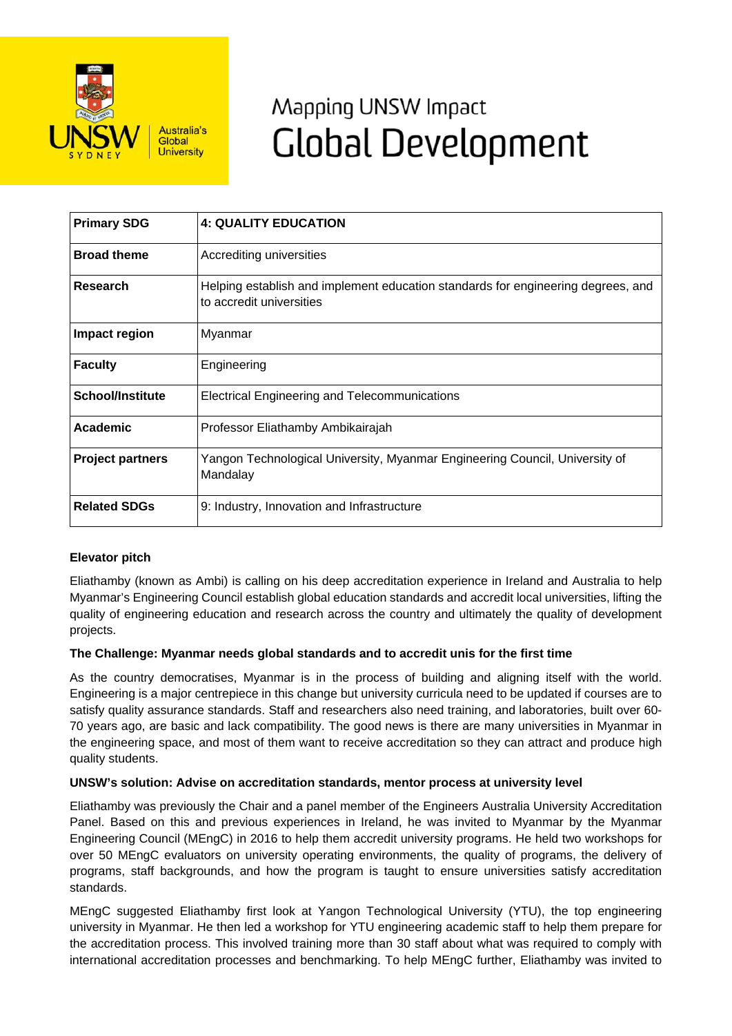Mapping UNSW Impact

# Global Development

| **Primary SDG** | **4: QUALITY EDUCATION** |
|---|---|
| **Broad theme** | Accrediting universities |
| **Research** | Helping establish and implement education standards for engineering degrees, and to accredit universities |
| **Impact region** | Myanmar |
| **Faculty** | Engineering |
| **School/Institute** | Electrical Engineering and Telecommunications |
| **Academic** | Professor Eliathamby Ambikairajah |
| **Project partners** | Yangon Technological University, Myanmar Engineering Council, University of Mandalay |
| **Related SDGs** | 9: Industry, Innovation and Infrastructure |

**Elevator pitch**

Eliathamby (known as Ambi) is calling on his deep accreditation experience in Ireland and Australia to help Myanmar's Engineering Council establish global education standards and accredit local universities, lifting the quality of engineering education and research across the country and ultimately the quality of development projects.

**The Challenge: Myanmar needs global standards and to accredit unis for the first time**

As the country democratises, Myanmar is in the process of building and aligning itself with the world. Engineering is a major centrepiece in this change but university curricula need to be updated if courses are to satisfy quality assurance standards. Staff and researchers also need training, and laboratories, built over 60-70 years ago, are basic and lack compatibility. The good news is there are many universities in Myanmar in the engineering space, and most of them want to receive accreditation so they can attract and produce high quality students.

**UNSW's solution: Advise on accreditation standards, mentor process at university level**

Eliathamby was previously the Chair and a panel member of the Engineers Australia University Accreditation Panel. Based on this and previous experiences in Ireland, he was invited to Myanmar by the Myanmar Engineering Council (MEngC) in 2016 to help them accredit university programs. He held two workshops for over 50 MEngC evaluators on university operating environments, the quality of programs, the delivery of programs, staff backgrounds, and how the program is taught to ensure universities satisfy accreditation standards.

MEngC suggested Eliathamby first look at Yangon Technological University (YTU), the top engineering university in Myanmar. He then led a workshop for YTU engineering academic staff to help them prepare for the accreditation process. This involved training more than 30 staff about what was required to comply with international accreditation processes and benchmarking. To help MEngC further, Eliathamby was invited to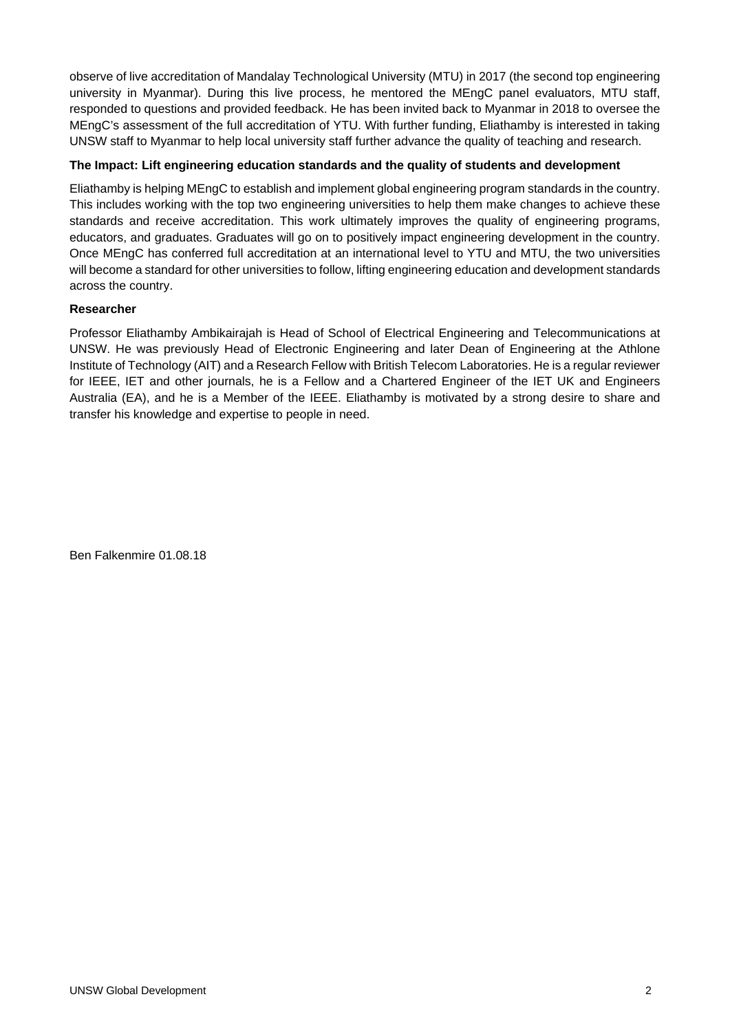observe of live accreditation of Mandalay Technological University (MTU) in 2017 (the second top engineering university in Myanmar). During this live process, he mentored the MEngC panel evaluators, MTU staff, responded to questions and provided feedback. He has been invited back to Myanmar in 2018 to oversee the MEngC's assessment of the full accreditation of YTU. With further funding, Eliathamby is interested in taking UNSW staff to Myanmar to help local university staff further advance the quality of teaching and research.

**The Impact: Lift engineering education standards and the quality of students and development**

Eliathamby is helping MEngC to establish and implement global engineering program standards in the country. This includes working with the top two engineering universities to help them make changes to achieve these standards and receive accreditation. This work ultimately improves the quality of engineering programs, educators, and graduates. Graduates will go on to positively impact engineering development in the country. Once MEngC has conferred full accreditation at an international level to YTU and MTU, the two universities will become a standard for other universities to follow, lifting engineering education and development standards across the country.

**Researcher**

Professor Eliathamby Ambikairajah is Head of School of Electrical Engineering and Telecommunications at UNSW. He was previously Head of Electronic Engineering and later Dean of Engineering at the Athlone Institute of Technology (AIT) and a Research Fellow with British Telecom Laboratories. He is a regular reviewer for IEEE, IET and other journals, he is a Fellow and a Chartered Engineer of the IET UK and Engineers Australia (EA), and he is a Member of the IEEE. Eliathamby is motivated by a strong desire to share and transfer his knowledge and expertise to people in need.

Ben Falkenmire 01.08.18